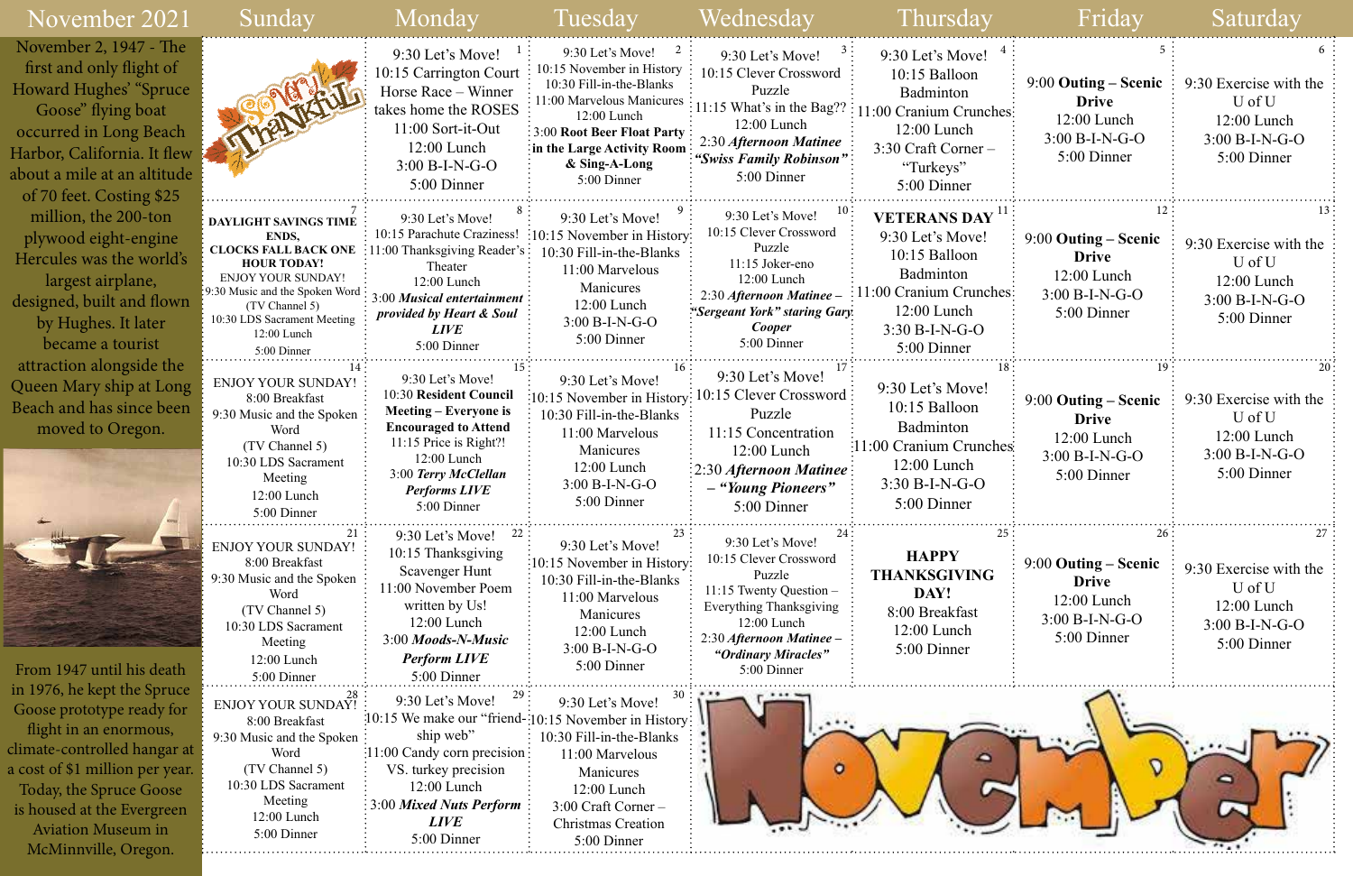# November 2021

November 2, 1947 - The first and only flight of Howard Hughes' "Spruce Goose" flying boat occurred in Long Beach Harbor, California. It flew about a mile at an altitude of 70 feet. Costing $25 million, the 200-ton plywood eight-engine Hercules was the world's largest airplane, designed, built and flown by Hughes. It later became a tourist attraction alongside the Queen Mary ship at Long Beach and has since been moved to Oregon.

From 1947 until his death in 1976, he kept the Spruce Goose prototype ready for flight in an enormous, climate-controlled hangar at a cost of $1 million per year. Today, the Spruce Goose is housed at the Evergreen Aviation Museum in McMinnville, Oregon.

| Sunday | Monday | Tuesday | Wednesday | Thursday | Friday | Saturday |
|---|---|---|---|---|---|---|
| So Very Thankful | 1<br>9:30 Let's Move!<br>10:15 Carrington Court Horse Race – Winner takes home the ROSES<br>11:00 Sort-it-Out<br>12:00 Lunch<br>3:00 B-I-N-G-O<br>5:00 Dinner | 2<br>9:30 Let's Move!<br>10:15 November in History<br>10:30 Fill-in-the-Blanks<br>11:00 Marvelous Manicures<br>12:00 Lunch<br>**3:00 Root Beer Float Party in the Large Activity Room & Sing-A-Long**<br>5:00 Dinner | 3<br>9:30 Let's Move!<br>10:15 Clever Crossword Puzzle<br>11:15 What's in the Bag??<br>12:00 Lunch<br>2:30 ***Afternoon Matinee*** ***"Swiss Family Robinson"***<br>5:00 Dinner | 4<br>9:30 Let's Move!<br>10:15 Balloon Badminton<br>11:00 Cranium Crunches<br>12:00 Lunch<br>3:30 Craft Corner – "Turkeys"<br>5:00 Dinner | 5<br>9:00 **Outing – Scenic Drive**<br>12:00 Lunch<br>3:00 B-I-N-G-O<br>5:00 Dinner | 6<br>9:30 Exercise with the U of U<br>12:00 Lunch<br>3:00 B-I-N-G-O<br>5:00 Dinner |
| 7<br>**DAYLIGHT SAVINGS TIME ENDS, CLOCKS FALL BACK ONE HOUR TODAY!**<br>ENJOY YOUR SUNDAY!<br>9:30 Music and the Spoken Word (TV Channel 5)<br>10:30 LDS Sacrament Meeting<br>12:00 Lunch<br>5:00 Dinner | 8<br>9:30 Let's Move!<br>10:15 Parachute Craziness!<br>11:00 Thanksgiving Reader's Theater<br>12:00 Lunch<br>3:00 ***Musical entertainment provided by Heart & Soul LIVE***<br>5:00 Dinner | 9<br>9:30 Let's Move!<br>10:15 November in History<br>10:30 Fill-in-the-Blanks<br>11:00 Marvelous Manicures<br>12:00 Lunch<br>3:00 B-I-N-G-O<br>5:00 Dinner | 10<br>9:30 Let's Move!<br>10:15 Clever Crossword Puzzle<br>11:15 Joker-eno<br>12:00 Lunch<br>2:30 ***Afternoon Matinee – "Sergeant York" staring Gary Cooper***<br>5:00 Dinner | 11<br>**VETERANS DAY**<br>9:30 Let's Move!<br>10:15 Balloon Badminton<br>11:00 Cranium Crunches<br>12:00 Lunch<br>3:30 B-I-N-G-O<br>5:00 Dinner | 12<br>9:00 **Outing – Scenic Drive**<br>12:00 Lunch<br>3:00 B-I-N-G-O<br>5:00 Dinner | 13<br>9:30 Exercise with the U of U<br>12:00 Lunch<br>3:00 B-I-N-G-O<br>5:00 Dinner |
| 14<br>ENJOY YOUR SUNDAY!<br>8:00 Breakfast<br>9:30 Music and the Spoken Word (TV Channel 5)<br>10:30 LDS Sacrament Meeting<br>12:00 Lunch<br>5:00 Dinner | 15<br>9:30 Let's Move!<br>10:30 **Resident Council Meeting – Everyone is Encouraged to Attend**<br>11:15 Price is Right?!<br>12:00 Lunch<br>3:00 ***Terry McClellan Performs LIVE***<br>5:00 Dinner | 16<br>9:30 Let's Move!<br>10:15 November in History<br>10:30 Fill-in-the-Blanks<br>11:00 Marvelous Manicures<br>12:00 Lunch<br>3:00 B-I-N-G-O<br>5:00 Dinner | 17<br>9:30 Let's Move!<br>10:15 Clever Crossword Puzzle<br>11:15 Concentration<br>12:00 Lunch<br>2:30 ***Afternoon Matinee – "Young Pioneers"***<br>5:00 Dinner | 18<br>9:30 Let's Move!<br>10:15 Balloon Badminton<br>11:00 Cranium Crunches<br>12:00 Lunch<br>3:30 B-I-N-G-O<br>5:00 Dinner | 19<br>9:00 **Outing – Scenic Drive**<br>12:00 Lunch<br>3:00 B-I-N-G-O<br>5:00 Dinner | 20<br>9:30 Exercise with the U of U<br>12:00 Lunch<br>3:00 B-I-N-G-O<br>5:00 Dinner |
| 21<br>ENJOY YOUR SUNDAY!<br>8:00 Breakfast<br>9:30 Music and the Spoken Word (TV Channel 5)<br>10:30 LDS Sacrament Meeting<br>12:00 Lunch<br>5:00 Dinner | 22<br>9:30 Let's Move!<br>10:15 Thanksgiving Scavenger Hunt<br>11:00 November Poem written by Us!<br>12:00 Lunch<br>3:00 ***Moods-N-Music Perform LIVE***<br>5:00 Dinner | 23<br>9:30 Let's Move!<br>10:15 November in History<br>10:30 Fill-in-the-Blanks<br>11:00 Marvelous Manicures<br>12:00 Lunch<br>3:00 B-I-N-G-O<br>5:00 Dinner | 24<br>9:30 Let's Move!<br>10:15 Clever Crossword Puzzle<br>11:15 Twenty Question – Everything Thanksgiving<br>12:00 Lunch<br>2:30 ***Afternoon Matinee – "Ordinary Miracles"***<br>5:00 Dinner | 25<br>**HAPPY THANKSGIVING DAY!**<br>8:00 Breakfast<br>12:00 Lunch<br>5:00 Dinner | 26<br>9:00 **Outing – Scenic Drive**<br>12:00 Lunch<br>3:00 B-I-N-G-O<br>5:00 Dinner | 27<br>9:30 Exercise with the U of U<br>12:00 Lunch<br>3:00 B-I-N-G-O<br>5:00 Dinner |
| 28<br>ENJOY YOUR SUNDAY!<br>8:00 Breakfast<br>9:30 Music and the Spoken Word (TV Channel 5)<br>10:30 LDS Sacrament Meeting<br>12:00 Lunch<br>5:00 Dinner | 29<br>9:30 Let's Move!<br>10:15 We make our "friend-ship web"<br>11:00 Candy corn precision VS. turkey precision<br>12:00 Lunch<br>3:00 ***Mixed Nuts Perform LIVE***<br>5:00 Dinner | 30<br>9:30 Let's Move!<br>10:15 November in History<br>10:30 Fill-in-the-Blanks<br>11:00 Marvelous Manicures<br>12:00 Lunch<br>3:00 Craft Corner – Christmas Creation<br>5:00 Dinner | November | | | |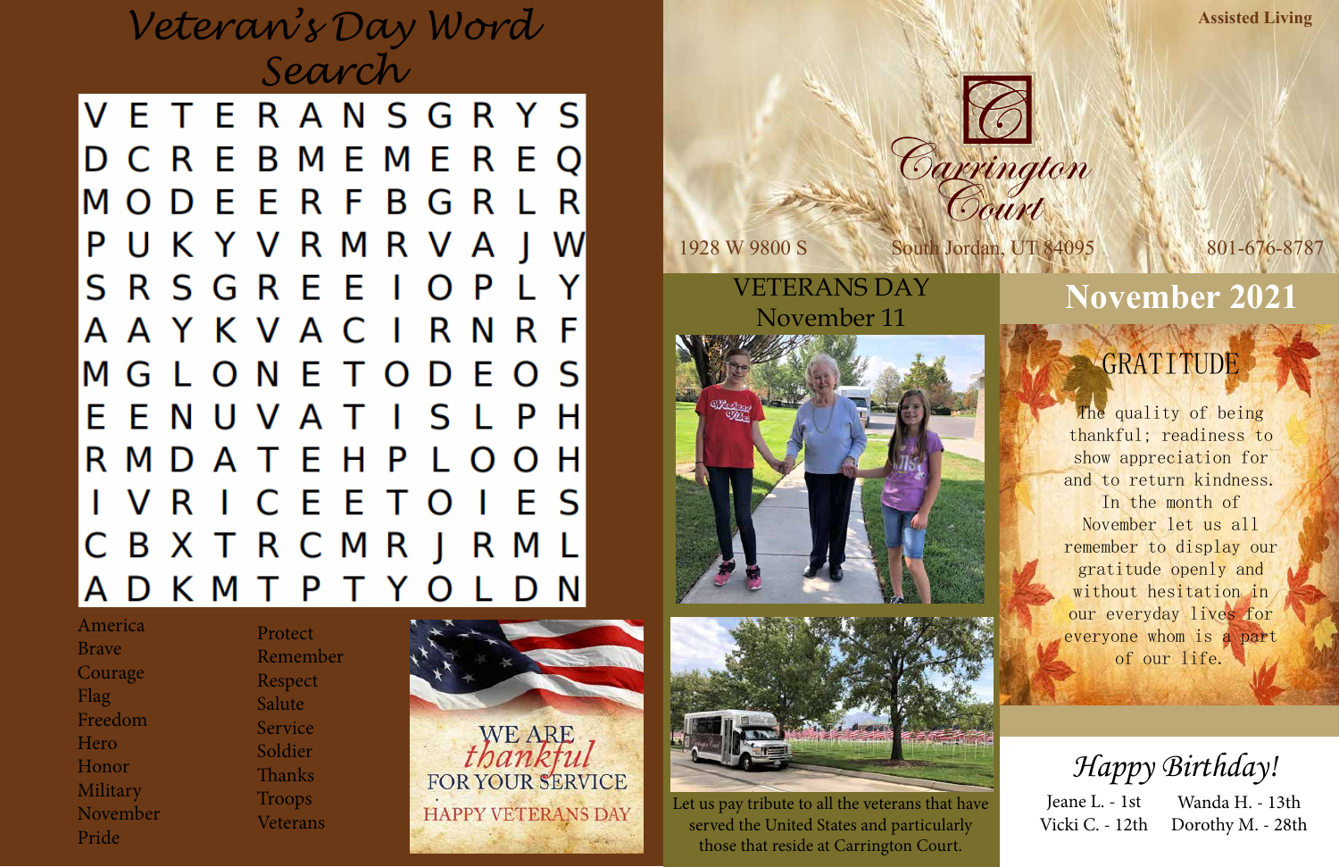# Veteran's Day Word Search

| | | | | | | | | | | | |
|---|---|---|---|---|---|---|---|---|---|---|---|
| V | E | T | E | R | A | N | S | G | R | Y | S |
| D | C | R | E | B | M | E | M | E | R | E | Q |
| M | O | D | E | E | R | F | B | G | R | L | R |
| P | U | K | Y | V | R | M | R | V | A | J | W |
| S | R | S | G | R | E | E | I | O | P | L | Y |
| A | A | Y | K | V | A | C | I | R | N | R | F |
| M | G | L | O | N | E | T | O | D | E | O | S |
| E | E | N | U | V | A | T | I | S | L | P | H |
| R | M | D | A | T | E | H | P | L | O | O | H |
| I | V | R | I | C | E | E | T | O | I | E | S |
| C | B | X | T | R | C | M | R | J | R | M | L |
| A | D | K | M | T | P | T | Y | O | L | D | N |

America
Brave
Courage
Flag
Freedom
Hero
Honor
Military
November
Pride

Protect
Remember
Respect
Salute
Service
Soldier
Thanks
Troops
Veterans

WE ARE *thankful* FOR YOUR SERVICE
HAPPY VETERANS DAY

Assisted Living

**Carrington Court**

1928 W 9800 S South Jordan, UT 84095 801-676-8787

## VETERANS DAY
November 11

Let us pay tribute to all the veterans that have served the United States and particularly those that reside at Carrington Court.

## November 2021

### GRATITUDE

The quality of being thankful; readiness to show appreciation for and to return kindness. In the month of November let us all remember to display our gratitude openly and without hesitation in our everyday lives for everyone whom is a part of our life.

## *Happy Birthday!*

Jeane L. - 1st
Vicki C. - 12th
Wanda H. - 13th
Dorothy M. - 28th